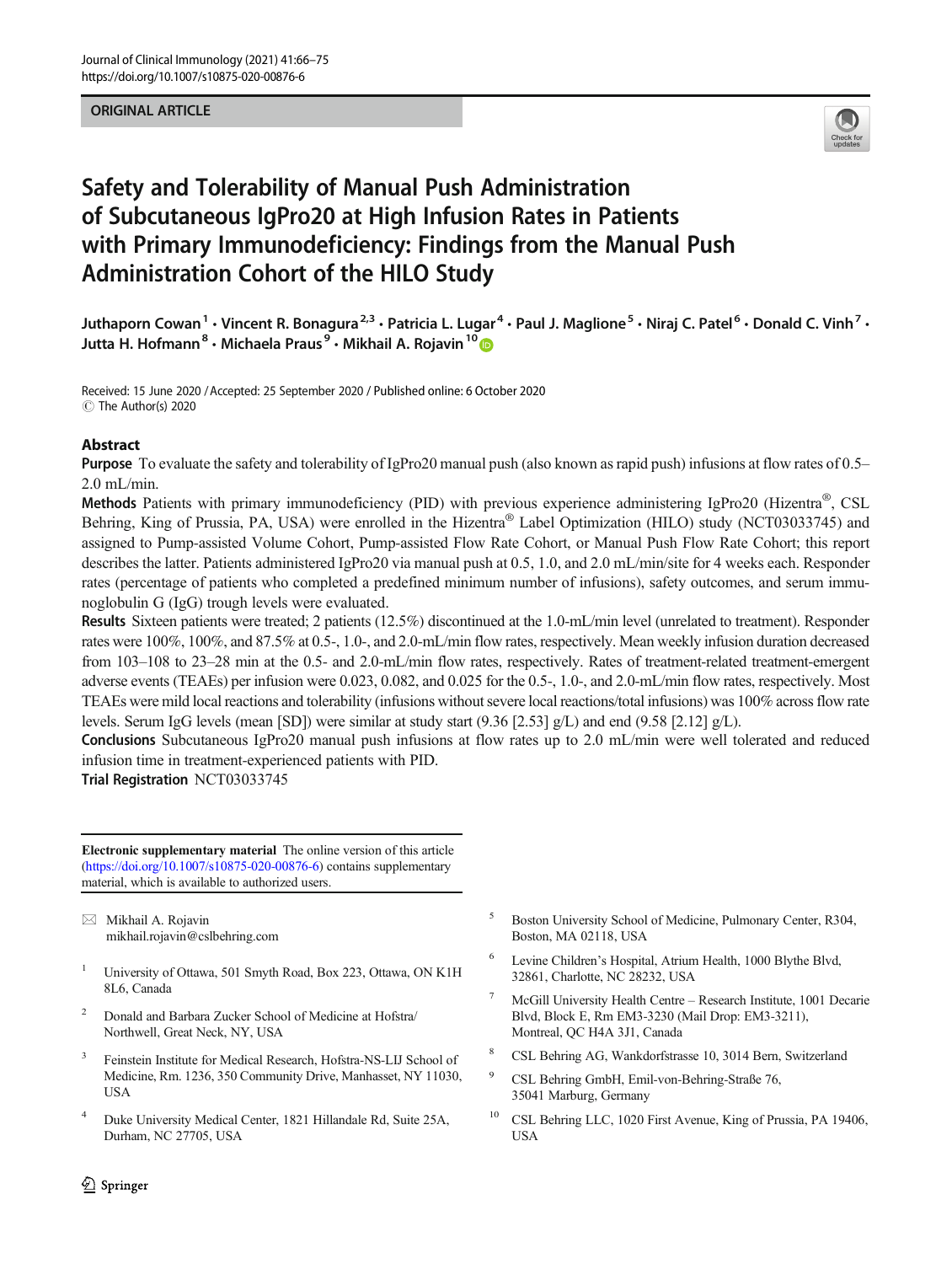ORIGINAL ARTICLE

# Safety and Tolerability of Manual Push Administration of Subcutaneous IgPro20 at High Infusion Rates in Patients with Primary Immunodeficiency: Findings from the Manual Push Administration Cohort of the HILO Study

Juthaporn Cowan[1] · Vincent R. Bonagura[2,3] · Patricia L. Lugar[4] · Paul J. Maglione[5] · Niraj C. Patel[6] · Donald C. Vinh[7] · Jutta H. Hofmann[8] · Michaela Praus[9] · Mikhail A. Rojavin[10]

Received: 15 June 2020 / Accepted: 25 September 2020 / Published online: 6 October 2020
© The Author(s) 2020

## Abstract

**Purpose** To evaluate the safety and tolerability of IgPro20 manual push (also known as rapid push) infusions at flow rates of 0.5–2.0 mL/min.

**Methods** Patients with primary immunodeficiency (PID) with previous experience administering IgPro20 (Hizentra®, CSL Behring, King of Prussia, PA, USA) were enrolled in the Hizentra® Label Optimization (HILO) study (NCT03033745) and assigned to Pump-assisted Volume Cohort, Pump-assisted Flow Rate Cohort, or Manual Push Flow Rate Cohort; this report describes the latter. Patients administered IgPro20 via manual push at 0.5, 1.0, and 2.0 mL/min/site for 4 weeks each. Responder rates (percentage of patients who completed a predefined minimum number of infusions), safety outcomes, and serum immunoglobulin G (IgG) trough levels were evaluated.

**Results** Sixteen patients were treated; 2 patients (12.5%) discontinued at the 1.0-mL/min level (unrelated to treatment). Responder rates were 100%, 100%, and 87.5% at 0.5-, 1.0-, and 2.0-mL/min flow rates, respectively. Mean weekly infusion duration decreased from 103–108 to 23–28 min at the 0.5- and 2.0-mL/min flow rates, respectively. Rates of treatment-related treatment-emergent adverse events (TEAEs) per infusion were 0.023, 0.082, and 0.025 for the 0.5-, 1.0-, and 2.0-mL/min flow rates, respectively. Most TEAEs were mild local reactions and tolerability (infusions without severe local reactions/total infusions) was 100% across flow rate levels. Serum IgG levels (mean [SD]) were similar at study start (9.36 [2.53] g/L) and end (9.58 [2.12] g/L).

**Conclusions** Subcutaneous IgPro20 manual push infusions at flow rates up to 2.0 mL/min were well tolerated and reduced infusion time in treatment-experienced patients with PID.

**Trial Registration** NCT03033745

**Electronic supplementary material** The online version of this article (https://doi.org/10.1007/s10875-020-00876-6) contains supplementary material, which is available to authorized users.

✉ Mikhail A. Rojavin
mikhail.rojavin@cslbehring.com

1. University of Ottawa, 501 Smyth Road, Box 223, Ottawa, ON K1H 8L6, Canada
2. Donald and Barbara Zucker School of Medicine at Hofstra/Northwell, Great Neck, NY, USA
3. Feinstein Institute for Medical Research, Hofstra-NS-LIJ School of Medicine, Rm. 1236, 350 Community Drive, Manhasset, NY 11030, USA
4. Duke University Medical Center, 1821 Hillandale Rd, Suite 25A, Durham, NC 27705, USA
5. Boston University School of Medicine, Pulmonary Center, R304, Boston, MA 02118, USA
6. Levine Children's Hospital, Atrium Health, 1000 Blythe Blvd, 32861, Charlotte, NC 28232, USA
7. McGill University Health Centre – Research Institute, 1001 Decarie Blvd, Block E, Rm EM3-3230 (Mail Drop: EM3-3211), Montreal, QC H4A 3J1, Canada
8. CSL Behring AG, Wankdorfstrasse 10, 3014 Bern, Switzerland
9. CSL Behring GmbH, Emil-von-Behring-Straße 76, 35041 Marburg, Germany
10. CSL Behring LLC, 1020 First Avenue, King of Prussia, PA 19406, USA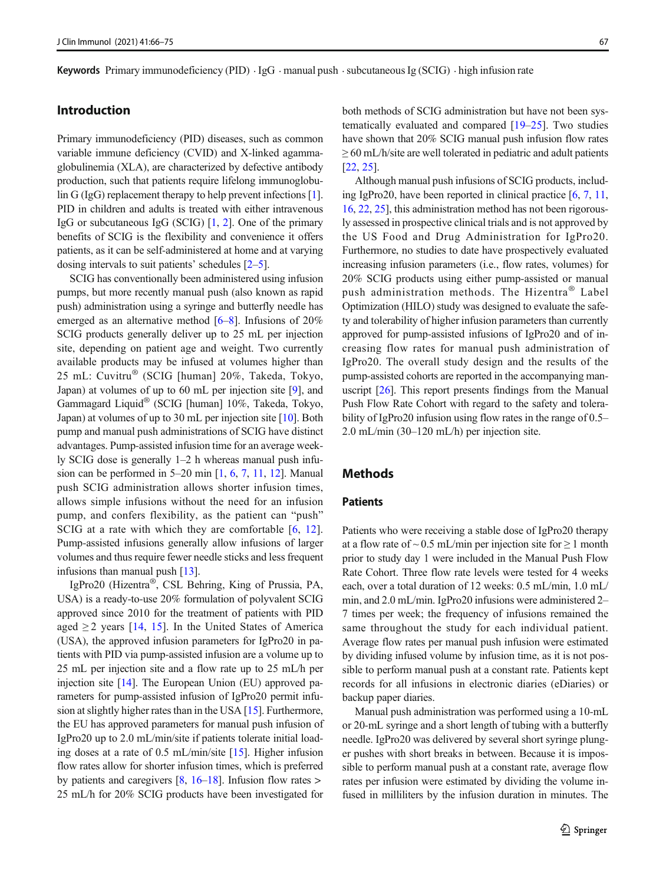**Keywords** Primary immunodeficiency (PID) · IgG · manual push · subcutaneous Ig (SCIG) · high infusion rate

## Introduction

Primary immunodeficiency (PID) diseases, such as common variable immune deficiency (CVID) and X-linked agammaglobulinemia (XLA), are characterized by defective antibody production, such that patients require lifelong immunoglobulin G (IgG) replacement therapy to help prevent infections [1]. PID in children and adults is treated with either intravenous IgG or subcutaneous IgG (SCIG) [1, 2]. One of the primary benefits of SCIG is the flexibility and convenience it offers patients, as it can be self-administered at home and at varying dosing intervals to suit patients' schedules [2–5].

SCIG has conventionally been administered using infusion pumps, but more recently manual push (also known as rapid push) administration using a syringe and butterfly needle has emerged as an alternative method [6–8]. Infusions of 20% SCIG products generally deliver up to 25 mL per injection site, depending on patient age and weight. Two currently available products may be infused at volumes higher than 25 mL: Cuvitru® (SCIG [human] 20%, Takeda, Tokyo, Japan) at volumes of up to 60 mL per injection site [9], and Gammagard Liquid® (SCIG [human] 10%, Takeda, Tokyo, Japan) at volumes of up to 30 mL per injection site [10]. Both pump and manual push administrations of SCIG have distinct advantages. Pump-assisted infusion time for an average weekly SCIG dose is generally 1–2 h whereas manual push infusion can be performed in 5–20 min [1, 6, 7, 11, 12]. Manual push SCIG administration allows shorter infusion times, allows simple infusions without the need for an infusion pump, and confers flexibility, as the patient can "push" SCIG at a rate with which they are comfortable [6, 12]. Pump-assisted infusions generally allow infusions of larger volumes and thus require fewer needle sticks and less frequent infusions than manual push [13].

IgPro20 (Hizentra®, CSL Behring, King of Prussia, PA, USA) is a ready-to-use 20% formulation of polyvalent SCIG approved since 2010 for the treatment of patients with PID aged ≥ 2 years [14, 15]. In the United States of America (USA), the approved infusion parameters for IgPro20 in patients with PID via pump-assisted infusion are a volume up to 25 mL per injection site and a flow rate up to 25 mL/h per injection site [14]. The European Union (EU) approved parameters for pump-assisted infusion of IgPro20 permit infusion at slightly higher rates than in the USA [15]. Furthermore, the EU has approved parameters for manual push infusion of IgPro20 up to 2.0 mL/min/site if patients tolerate initial loading doses at a rate of 0.5 mL/min/site [15]. Higher infusion flow rates allow for shorter infusion times, which is preferred by patients and caregivers [8, 16–18]. Infusion flow rates > 25 mL/h for 20% SCIG products have been investigated for both methods of SCIG administration but have not been systematically evaluated and compared [19–25]. Two studies have shown that 20% SCIG manual push infusion flow rates ≥ 60 mL/h/site are well tolerated in pediatric and adult patients [22, 25].

Although manual push infusions of SCIG products, including IgPro20, have been reported in clinical practice [6, 7, 11, 16, 22, 25], this administration method has not been rigorously assessed in prospective clinical trials and is not approved by the US Food and Drug Administration for IgPro20. Furthermore, no studies to date have prospectively evaluated increasing infusion parameters (i.e., flow rates, volumes) for 20% SCIG products using either pump-assisted or manual push administration methods. The Hizentra® Label Optimization (HILO) study was designed to evaluate the safety and tolerability of higher infusion parameters than currently approved for pump-assisted infusions of IgPro20 and of increasing flow rates for manual push administration of IgPro20. The overall study design and the results of the pump-assisted cohorts are reported in the accompanying manuscript [26]. This report presents findings from the Manual Push Flow Rate Cohort with regard to the safety and tolerability of IgPro20 infusion using flow rates in the range of 0.5–2.0 mL/min (30–120 mL/h) per injection site.

## Methods

### Patients

Patients who were receiving a stable dose of IgPro20 therapy at a flow rate of ~ 0.5 mL/min per injection site for ≥ 1 month prior to study day 1 were included in the Manual Push Flow Rate Cohort. Three flow rate levels were tested for 4 weeks each, over a total duration of 12 weeks: 0.5 mL/min, 1.0 mL/min, and 2.0 mL/min. IgPro20 infusions were administered 2–7 times per week; the frequency of infusions remained the same throughout the study for each individual patient. Average flow rates per manual push infusion were estimated by dividing infused volume by infusion time, as it is not possible to perform manual push at a constant rate. Patients kept records for all infusions in electronic diaries (eDiaries) or backup paper diaries.

Manual push administration was performed using a 10-mL or 20-mL syringe and a short length of tubing with a butterfly needle. IgPro20 was delivered by several short syringe plunger pushes with short breaks in between. Because it is impossible to perform manual push at a constant rate, average flow rates per infusion were estimated by dividing the volume infused in milliliters by the infusion duration in minutes. The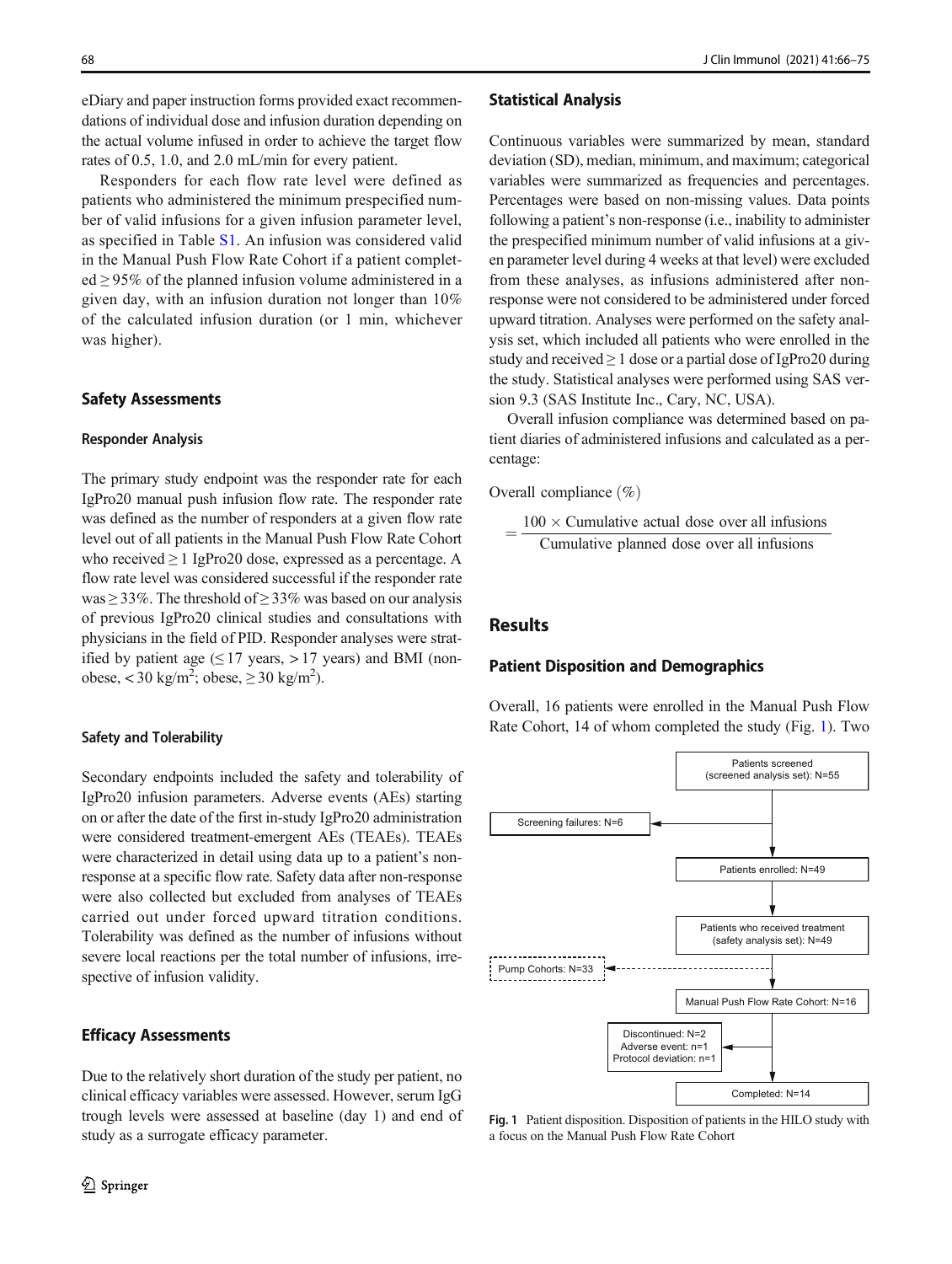eDiary and paper instruction forms provided exact recommendations of individual dose and infusion duration depending on the actual volume infused in order to achieve the target flow rates of 0.5, 1.0, and 2.0 mL/min for every patient.

Responders for each flow rate level were defined as patients who administered the minimum prespecified number of valid infusions for a given infusion parameter level, as specified in Table S1. An infusion was considered valid in the Manual Push Flow Rate Cohort if a patient completed $\geq$ 95% of the planned infusion volume administered in a given day, with an infusion duration not longer than 10% of the calculated infusion duration (or 1 min, whichever was higher).

## Safety Assessments

### Responder Analysis

The primary study endpoint was the responder rate for each IgPro20 manual push infusion flow rate. The responder rate was defined as the number of responders at a given flow rate level out of all patients in the Manual Push Flow Rate Cohort who received $\geq$ 1 IgPro20 dose, expressed as a percentage. A flow rate level was considered successful if the responder rate was $\geq$ 33%. The threshold of $\geq$ 33% was based on our analysis of previous IgPro20 clinical studies and consultations with physicians in the field of PID. Responder analyses were stratified by patient age ($\leq$ 17 years, > 17 years) and BMI (non-obese, < 30 kg/m$^2$; obese, $\geq$ 30 kg/m$^2$).

### Safety and Tolerability

Secondary endpoints included the safety and tolerability of IgPro20 infusion parameters. Adverse events (AEs) starting on or after the date of the first in-study IgPro20 administration were considered treatment-emergent AEs (TEAEs). TEAEs were characterized in detail using data up to a patient's non-response at a specific flow rate. Safety data after non-response were also collected but excluded from analyses of TEAEs carried out under forced upward titration conditions. Tolerability was defined as the number of infusions without severe local reactions per the total number of infusions, irrespective of infusion validity.

## Efficacy Assessments

Due to the relatively short duration of the study per patient, no clinical efficacy variables were assessed. However, serum IgG trough levels were assessed at baseline (day 1) and end of study as a surrogate efficacy parameter.

## Statistical Analysis

Continuous variables were summarized by mean, standard deviation (SD), median, minimum, and maximum; categorical variables were summarized as frequencies and percentages. Percentages were based on non-missing values. Data points following a patient's non-response (i.e., inability to administer the prespecified minimum number of valid infusions at a given parameter level during 4 weeks at that level) were excluded from these analyses, as infusions administered after non-response were not considered to be administered under forced upward titration. Analyses were performed on the safety analysis set, which included all patients who were enrolled in the study and received $\geq$ 1 dose or a partial dose of IgPro20 during the study. Statistical analyses were performed using SAS version 9.3 (SAS Institute Inc., Cary, NC, USA).

Overall infusion compliance was determined based on patient diaries of administered infusions and calculated as a percentage:

$$\text{Overall compliance } (\%) = \frac{100 \times \text{Cumulative actual dose over all infusions}}{\text{Cumulative planned dose over all infusions}}$$

# Results

## Patient Disposition and Demographics

Overall, 16 patients were enrolled in the Manual Push Flow Rate Cohort, 14 of whom completed the study (Fig. 1). Two

Patients screened (screened analysis set): N=55
Screening failures: N=6
Patients enrolled: N=49
Patients who received treatment (safety analysis set): N=49
Pump Cohorts: N=33
Manual Push Flow Rate Cohort: N=16
Discontinued: N=2
Adverse event: n=1
Protocol deviation: n=1
Completed: N=14

**Fig. 1** Patient disposition. Disposition of patients in the HILO study with a focus on the Manual Push Flow Rate Cohort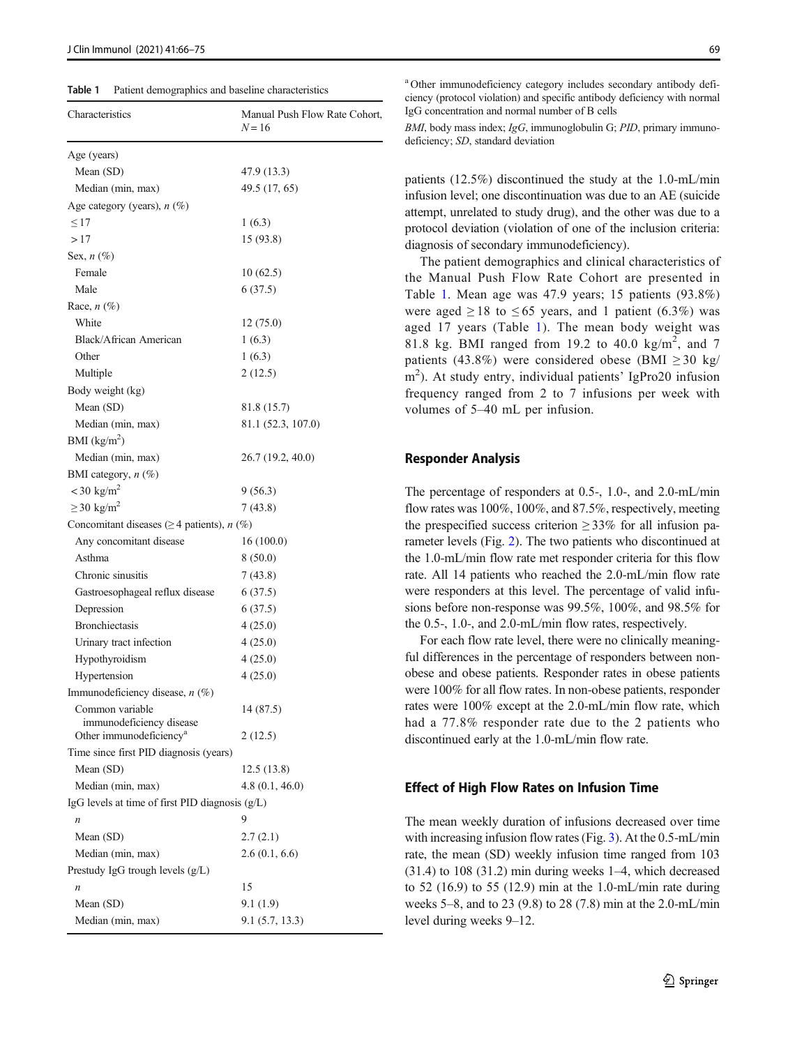**Table 1** Patient demographics and baseline characteristics

| Characteristics | Manual Push Flow Rate Cohort, N = 16 |
|---|---|
| Age (years) | |
| Mean (SD) | 47.9 (13.3) |
| Median (min, max) | 49.5 (17, 65) |
| Age category (years), *n* (%) | |
| ≤ 17 | 1 (6.3) |
| > 17 | 15 (93.8) |
| Sex, *n* (%) | |
| Female | 10 (62.5) |
| Male | 6 (37.5) |
| Race, *n* (%) | |
| White | 12 (75.0) |
| Black/African American | 1 (6.3) |
| Other | 1 (6.3) |
| Multiple | 2 (12.5) |
| Body weight (kg) | |
| Mean (SD) | 81.8 (15.7) |
| Median (min, max) | 81.1 (52.3, 107.0) |
| BMI (kg/m$^2$) | |
| Median (min, max) | 26.7 (19.2, 40.0) |
| BMI category, *n* (%) | |
| < 30 kg/m$^2$ | 9 (56.3) |
| ≥ 30 kg/m$^2$ | 7 (43.8) |
| Concomitant diseases (≥ 4 patients), *n* (%) | |
| Any concomitant disease | 16 (100.0) |
| Asthma | 8 (50.0) |
| Chronic sinusitis | 7 (43.8) |
| Gastroesophageal reflux disease | 6 (37.5) |
| Depression | 6 (37.5) |
| Bronchiectasis | 4 (25.0) |
| Urinary tract infection | 4 (25.0) |
| Hypothyroidism | 4 (25.0) |
| Hypertension | 4 (25.0) |
| Immunodeficiency disease, *n* (%) | |
| Common variable immunodeficiency disease | 14 (87.5) |
| Other immunodeficiency[a] | 2 (12.5) |
| Time since first PID diagnosis (years) | |
| Mean (SD) | 12.5 (13.8) |
| Median (min, max) | 4.8 (0.1, 46.0) |
| IgG levels at time of first PID diagnosis (g/L) | |
| *n* | 9 |
| Mean (SD) | 2.7 (2.1) |
| Median (min, max) | 2.6 (0.1, 6.6) |
| Prestudy IgG trough levels (g/L) | |
| *n* | 15 |
| Mean (SD) | 9.1 (1.9) |
| Median (min, max) | 9.1 (5.7, 13.3) |

[a] Other immunodeficiency category includes secondary antibody deficiency (protocol violation) and specific antibody deficiency with normal IgG concentration and normal number of B cells

*BMI*, body mass index; *IgG*, immunoglobulin G; *PID*, primary immunodeficiency; *SD*, standard deviation

patients (12.5%) discontinued the study at the 1.0-mL/min infusion level; one discontinuation was due to an AE (suicide attempt, unrelated to study drug), and the other was due to a protocol deviation (violation of one of the inclusion criteria: diagnosis of secondary immunodeficiency).

The patient demographics and clinical characteristics of the Manual Push Flow Rate Cohort are presented in Table 1. Mean age was 47.9 years; 15 patients (93.8%) were aged ≥ 18 to ≤ 65 years, and 1 patient (6.3%) was aged 17 years (Table 1). The mean body weight was 81.8 kg. BMI ranged from 19.2 to 40.0 kg/m$^2$, and 7 patients (43.8%) were considered obese (BMI ≥ 30 kg/m$^2$). At study entry, individual patients' IgPro20 infusion frequency ranged from 2 to 7 infusions per week with volumes of 5–40 mL per infusion.

## Responder Analysis

The percentage of responders at 0.5-, 1.0-, and 2.0-mL/min flow rates was 100%, 100%, and 87.5%, respectively, meeting the prespecified success criterion ≥ 33% for all infusion parameter levels (Fig. 2). The two patients who discontinued at the 1.0-mL/min flow rate met responder criteria for this flow rate. All 14 patients who reached the 2.0-mL/min flow rate were responders at this level. The percentage of valid infusions before non-response was 99.5%, 100%, and 98.5% for the 0.5-, 1.0-, and 2.0-mL/min flow rates, respectively.

For each flow rate level, there were no clinically meaningful differences in the percentage of responders between non-obese and obese patients. Responder rates in obese patients were 100% for all flow rates. In non-obese patients, responder rates were 100% except at the 2.0-mL/min flow rate, which had a 77.8% responder rate due to the 2 patients who discontinued early at the 1.0-mL/min flow rate.

## Effect of High Flow Rates on Infusion Time

The mean weekly duration of infusions decreased over time with increasing infusion flow rates (Fig. 3). At the 0.5-mL/min rate, the mean (SD) weekly infusion time ranged from 103 (31.4) to 108 (31.2) min during weeks 1–4, which decreased to 52 (16.9) to 55 (12.9) min at the 1.0-mL/min rate during weeks 5–8, and to 23 (9.8) to 28 (7.8) min at the 2.0-mL/min level during weeks 9–12.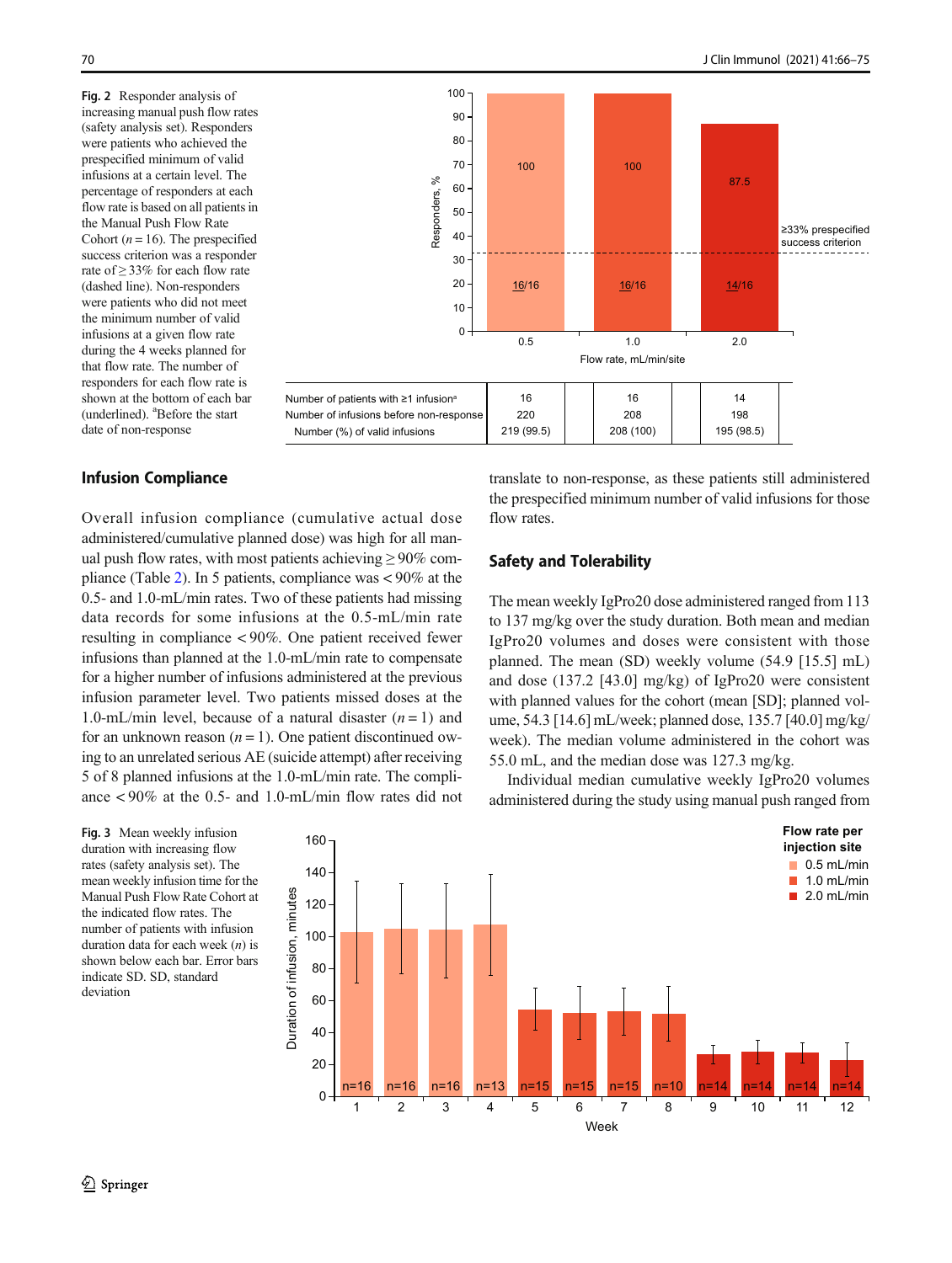**Fig. 2** Responder analysis of increasing manual push flow rates (safety analysis set). Responders were patients who achieved the prespecified minimum of valid infusions at a certain level. The percentage of responders at each flow rate is based on all patients in the Manual Push Flow Rate Cohort ($n = 16$). The prespecified success criterion was a responder rate of ≥ 33% for each flow rate (dashed line). Non-responders were patients who did not meet the minimum number of valid infusions at a given flow rate during the 4 weeks planned for that flow rate. The number of responders for each flow rate is shown at the bottom of each bar (underlined). [a]Before the start date of non-response

| Flow rate, mL/min/site | 0.5 | 1.0 | 2.0 |
|---|---|---|---|
| Responders, % | 100 (16/16) | 100 (16/16) | 87.5 (14/16) |
| Number of patients with ≥1 infusion[a] | 16 | 16 | 14 |
| Number of infusions before non-response | 220 | 208 | 198 |
| Number (%) of valid infusions | 219 (99.5) | 208 (100) | 195 (98.5) |

## Infusion Compliance

Overall infusion compliance (cumulative actual dose administered/cumulative planned dose) was high for all manual push flow rates, with most patients achieving ≥ 90% compliance (Table 2). In 5 patients, compliance was < 90% at the 0.5- and 1.0-mL/min rates. Two of these patients had missing data records for some infusions at the 0.5-mL/min rate resulting in compliance < 90%. One patient received fewer infusions than planned at the 1.0-mL/min rate to compensate for a higher number of infusions administered at the previous infusion parameter level. Two patients missed doses at the 1.0-mL/min level, because of a natural disaster ($n = 1$) and for an unknown reason ($n = 1$). One patient discontinued owing to an unrelated serious AE (suicide attempt) after receiving 5 of 8 planned infusions at the 1.0-mL/min rate. The compliance < 90% at the 0.5- and 1.0-mL/min flow rates did not translate to non-response, as these patients still administered the prespecified minimum number of valid infusions for those flow rates.

## Safety and Tolerability

The mean weekly IgPro20 dose administered ranged from 113 to 137 mg/kg over the study duration. Both mean and median IgPro20 volumes and doses were consistent with those planned. The mean (SD) weekly volume (54.9 [15.5] mL) and dose (137.2 [43.0] mg/kg) of IgPro20 were consistent with planned values for the cohort (mean [SD]; planned volume, 54.3 [14.6] mL/week; planned dose, 135.7 [40.0] mg/kg/week). The median volume administered in the cohort was 55.0 mL, and the median dose was 127.3 mg/kg.

Individual median cumulative weekly IgPro20 volumes administered during the study using manual push ranged from

**Fig. 3** Mean weekly infusion duration with increasing flow rates (safety analysis set). The mean weekly infusion time for the Manual Push Flow Rate Cohort at the indicated flow rates. The number of patients with infusion duration data for each week ($n$) is shown below each bar. Error bars indicate SD. SD, standard deviation

| Week | 1 | 2 | 3 | 4 | 5 | 6 | 7 | 8 | 9 | 10 | 11 | 12 |
|---|---|---|---|---|---|---|---|---|---|---|---|---|
| Flow rate per injection site | 0.5 mL/min | 0.5 mL/min | 0.5 mL/min | 0.5 mL/min | 1.0 mL/min | 1.0 mL/min | 1.0 mL/min | 1.0 mL/min | 2.0 mL/min | 2.0 mL/min | 2.0 mL/min | 2.0 mL/min |
| n | 16 | 16 | 16 | 13 | 15 | 15 | 15 | 10 | 14 | 14 | 14 | 14 |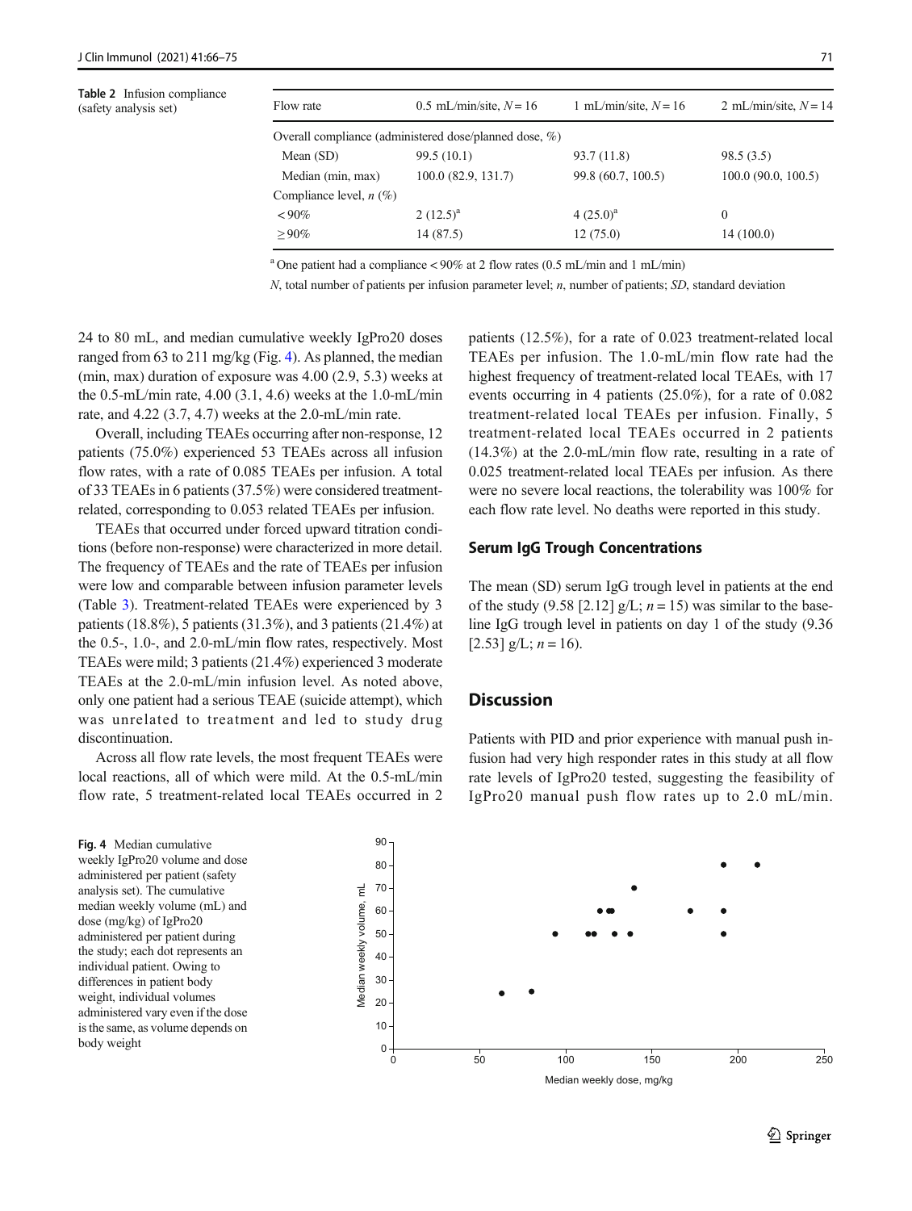**Table 2** Infusion compliance (safety analysis set)

| Flow rate | 0.5 mL/min/site, *N* = 16 | 1 mL/min/site, *N* = 16 | 2 mL/min/site, *N* = 14 |
|---|---|---|---|
| Overall compliance (administered dose/planned dose, %) | | | |
| Mean (SD) | 99.5 (10.1) | 93.7 (11.8) | 98.5 (3.5) |
| Median (min, max) | 100.0 (82.9, 131.7) | 99.8 (60.7, 100.5) | 100.0 (90.0, 100.5) |
| Compliance level, *n* (%) | | | |
| < 90% | 2 (12.5)[a] | 4 (25.0)[a] | 0 |
| ≥ 90% | 14 (87.5) | 12 (75.0) | 14 (100.0) |

[a] One patient had a compliance < 90% at 2 flow rates (0.5 mL/min and 1 mL/min)

*N*, total number of patients per infusion parameter level; *n*, number of patients; *SD*, standard deviation

24 to 80 mL, and median cumulative weekly IgPro20 doses ranged from 63 to 211 mg/kg (Fig. 4). As planned, the median (min, max) duration of exposure was 4.00 (2.9, 5.3) weeks at the 0.5-mL/min rate, 4.00 (3.1, 4.6) weeks at the 1.0-mL/min rate, and 4.22 (3.7, 4.7) weeks at the 2.0-mL/min rate.

Overall, including TEAEs occurring after non-response, 12 patients (75.0%) experienced 53 TEAEs across all infusion flow rates, with a rate of 0.085 TEAEs per infusion. A total of 33 TEAEs in 6 patients (37.5%) were considered treatment-related, corresponding to 0.053 related TEAEs per infusion.

TEAEs that occurred under forced upward titration conditions (before non-response) were characterized in more detail. The frequency of TEAEs and the rate of TEAEs per infusion were low and comparable between infusion parameter levels (Table 3). Treatment-related TEAEs were experienced by 3 patients (18.8%), 5 patients (31.3%), and 3 patients (21.4%) at the 0.5-, 1.0-, and 2.0-mL/min flow rates, respectively. Most TEAEs were mild; 3 patients (21.4%) experienced 3 moderate TEAEs at the 2.0-mL/min infusion level. As noted above, only one patient had a serious TEAE (suicide attempt), which was unrelated to treatment and led to study drug discontinuation.

Across all flow rate levels, the most frequent TEAEs were local reactions, all of which were mild. At the 0.5-mL/min flow rate, 5 treatment-related local TEAEs occurred in 2 patients (12.5%), for a rate of 0.023 treatment-related local TEAEs per infusion. The 1.0-mL/min flow rate had the highest frequency of treatment-related local TEAEs, with 17 events occurring in 4 patients (25.0%), for a rate of 0.082 treatment-related local TEAEs per infusion. Finally, 5 treatment-related local TEAEs occurred in 2 patients (14.3%) at the 2.0-mL/min flow rate, resulting in a rate of 0.025 treatment-related local TEAEs per infusion. As there were no severe local reactions, the tolerability was 100% for each flow rate level. No deaths were reported in this study.

### Serum IgG Trough Concentrations

The mean (SD) serum IgG trough level in patients at the end of the study (9.58 [2.12] g/L; *n* = 15) was similar to the baseline IgG trough level in patients on day 1 of the study (9.36 [2.53] g/L; *n* = 16).

## Discussion

Patients with PID and prior experience with manual push infusion had very high responder rates in this study at all flow rate levels of IgPro20 tested, suggesting the feasibility of IgPro20 manual push flow rates up to 2.0 mL/min.

**Fig. 4** Median cumulative weekly IgPro20 volume and dose administered per patient (safety analysis set). The cumulative median weekly volume (mL) and dose (mg/kg) of IgPro20 administered per patient during the study; each dot represents an individual patient. Owing to differences in patient body weight, individual volumes administered vary even if the dose is the same, as volume depends on body weight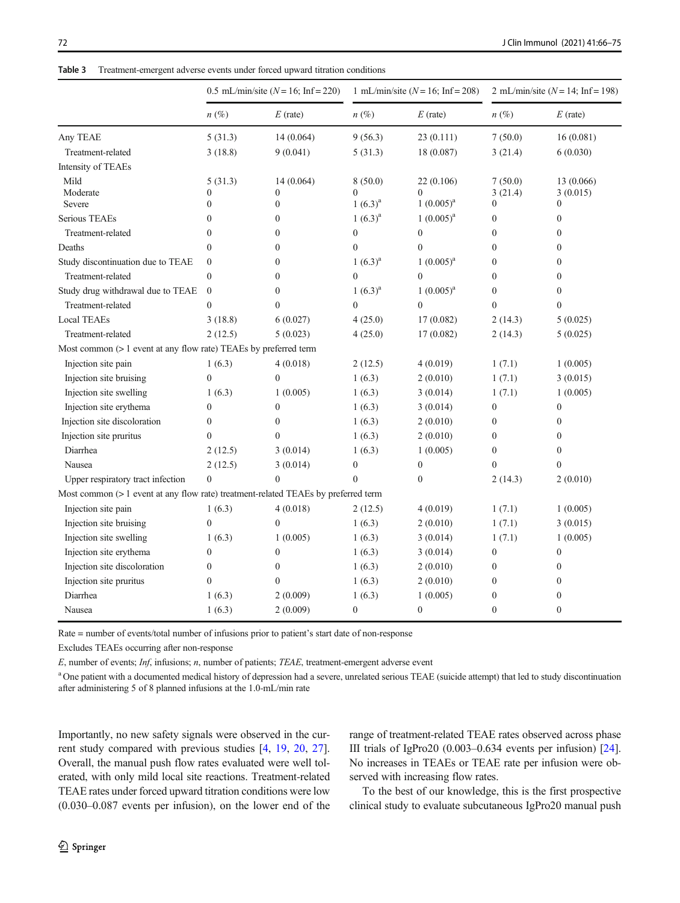**Table 3** Treatment-emergent adverse events under forced upward titration conditions

| | 0.5 mL/min/site (*N* = 16; Inf = 220) | | 1 mL/min/site (*N* = 16; Inf = 208) | | 2 mL/min/site (*N* = 14; Inf = 198) | |
|---|---|---|---|---|---|---|
| | *n* (%) | *E* (rate) | *n* (%) | *E* (rate) | *n* (%) | *E* (rate) |
| Any TEAE | 5 (31.3) | 14 (0.064) | 9 (56.3) | 23 (0.111) | 7 (50.0) | 16 (0.081) |
| Treatment-related | 3 (18.8) | 9 (0.041) | 5 (31.3) | 18 (0.087) | 3 (21.4) | 6 (0.030) |
| Intensity of TEAEs | | | | | | |
| Mild | 5 (31.3) | 14 (0.064) | 8 (50.0) | 22 (0.106) | 7 (50.0) | 13 (0.066) |
| Moderate | 0 | 0 | 0 | 0 | 3 (21.4) | 3 (0.015) |
| Severe | 0 | 0 | 1 (6.3)[a] | 1 (0.005)[a] | 0 | 0 |
| Serious TEAEs | 0 | 0 | 1 (6.3)[a] | 1 (0.005)[a] | 0 | 0 |
| Treatment-related | 0 | 0 | 0 | 0 | 0 | 0 |
| Deaths | 0 | 0 | 0 | 0 | 0 | 0 |
| Study discontinuation due to TEAE | 0 | 0 | 1 (6.3)[a] | 1 (0.005)[a] | 0 | 0 |
| Treatment-related | 0 | 0 | 0 | 0 | 0 | 0 |
| Study drug withdrawal due to TEAE | 0 | 0 | 1 (6.3)[a] | 1 (0.005)[a] | 0 | 0 |
| Treatment-related | 0 | 0 | 0 | 0 | 0 | 0 |
| Local TEAEs | 3 (18.8) | 6 (0.027) | 4 (25.0) | 17 (0.082) | 2 (14.3) | 5 (0.025) |
| Treatment-related | 2 (12.5) | 5 (0.023) | 4 (25.0) | 17 (0.082) | 2 (14.3) | 5 (0.025) |
| Most common (> 1 event at any flow rate) TEAEs by preferred term | | | | | | |
| Injection site pain | 1 (6.3) | 4 (0.018) | 2 (12.5) | 4 (0.019) | 1 (7.1) | 1 (0.005) |
| Injection site bruising | 0 | 0 | 1 (6.3) | 2 (0.010) | 1 (7.1) | 3 (0.015) |
| Injection site swelling | 1 (6.3) | 1 (0.005) | 1 (6.3) | 3 (0.014) | 1 (7.1) | 1 (0.005) |
| Injection site erythema | 0 | 0 | 1 (6.3) | 3 (0.014) | 0 | 0 |
| Injection site discoloration | 0 | 0 | 1 (6.3) | 2 (0.010) | 0 | 0 |
| Injection site pruritus | 0 | 0 | 1 (6.3) | 2 (0.010) | 0 | 0 |
| Diarrhea | 2 (12.5) | 3 (0.014) | 1 (6.3) | 1 (0.005) | 0 | 0 |
| Nausea | 2 (12.5) | 3 (0.014) | 0 | 0 | 0 | 0 |
| Upper respiratory tract infection | 0 | 0 | 0 | 0 | 2 (14.3) | 2 (0.010) |
| Most common (> 1 event at any flow rate) treatment-related TEAEs by preferred term | | | | | | |
| Injection site pain | 1 (6.3) | 4 (0.018) | 2 (12.5) | 4 (0.019) | 1 (7.1) | 1 (0.005) |
| Injection site bruising | 0 | 0 | 1 (6.3) | 2 (0.010) | 1 (7.1) | 3 (0.015) |
| Injection site swelling | 1 (6.3) | 1 (0.005) | 1 (6.3) | 3 (0.014) | 1 (7.1) | 1 (0.005) |
| Injection site erythema | 0 | 0 | 1 (6.3) | 3 (0.014) | 0 | 0 |
| Injection site discoloration | 0 | 0 | 1 (6.3) | 2 (0.010) | 0 | 0 |
| Injection site pruritus | 0 | 0 | 1 (6.3) | 2 (0.010) | 0 | 0 |
| Diarrhea | 1 (6.3) | 2 (0.009) | 1 (6.3) | 1 (0.005) | 0 | 0 |
| Nausea | 1 (6.3) | 2 (0.009) | 0 | 0 | 0 | 0 |

Rate = number of events/total number of infusions prior to patient's start date of non-response

Excludes TEAEs occurring after non-response

*E*, number of events; *Inf*, infusions; *n*, number of patients; *TEAE*, treatment-emergent adverse event

[a] One patient with a documented medical history of depression had a severe, unrelated serious TEAE (suicide attempt) that led to study discontinuation after administering 5 of 8 planned infusions at the 1.0-mL/min rate

Importantly, no new safety signals were observed in the current study compared with previous studies [4, 19, 20, 27]. Overall, the manual push flow rates evaluated were well tolerated, with only mild local site reactions. Treatment-related TEAE rates under forced upward titration conditions were low (0.030–0.087 events per infusion), on the lower end of the range of treatment-related TEAE rates observed across phase III trials of IgPro20 (0.003–0.634 events per infusion) [24]. No increases in TEAEs or TEAE rate per infusion were observed with increasing flow rates.

To the best of our knowledge, this is the first prospective clinical study to evaluate subcutaneous IgPro20 manual push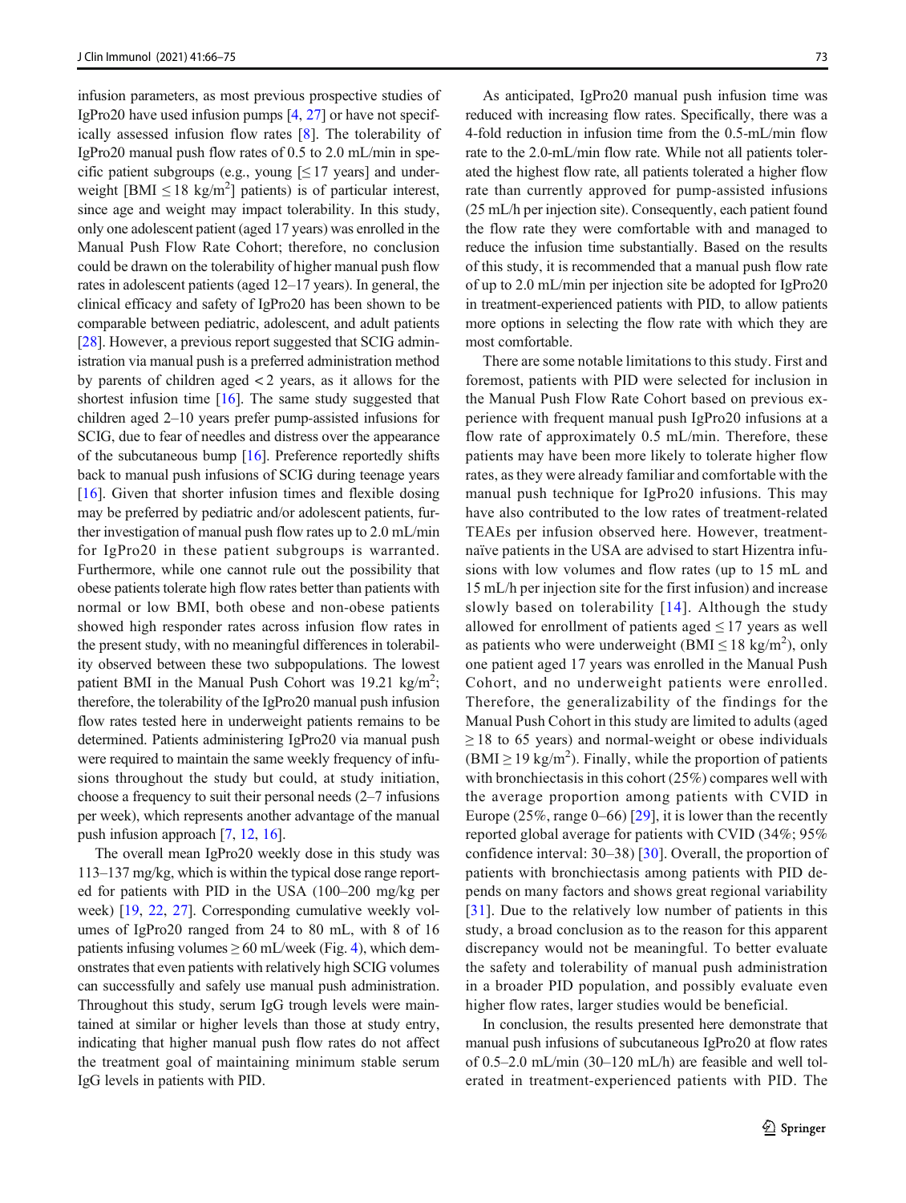infusion parameters, as most previous prospective studies of IgPro20 have used infusion pumps [4, 27] or have not specifically assessed infusion flow rates [8]. The tolerability of IgPro20 manual push flow rates of 0.5 to 2.0 mL/min in specific patient subgroups (e.g., young [≤ 17 years] and underweight [BMI ≤ 18 kg/m$^2$] patients) is of particular interest, since age and weight may impact tolerability. In this study, only one adolescent patient (aged 17 years) was enrolled in the Manual Push Flow Rate Cohort; therefore, no conclusion could be drawn on the tolerability of higher manual push flow rates in adolescent patients (aged 12–17 years). In general, the clinical efficacy and safety of IgPro20 has been shown to be comparable between pediatric, adolescent, and adult patients [28]. However, a previous report suggested that SCIG administration via manual push is a preferred administration method by parents of children aged < 2 years, as it allows for the shortest infusion time [16]. The same study suggested that children aged 2–10 years prefer pump-assisted infusions for SCIG, due to fear of needles and distress over the appearance of the subcutaneous bump [16]. Preference reportedly shifts back to manual push infusions of SCIG during teenage years [16]. Given that shorter infusion times and flexible dosing may be preferred by pediatric and/or adolescent patients, further investigation of manual push flow rates up to 2.0 mL/min for IgPro20 in these patient subgroups is warranted. Furthermore, while one cannot rule out the possibility that obese patients tolerate high flow rates better than patients with normal or low BMI, both obese and non-obese patients showed high responder rates across infusion flow rates in the present study, with no meaningful differences in tolerability observed between these two subpopulations. The lowest patient BMI in the Manual Push Cohort was 19.21 kg/m$^2$; therefore, the tolerability of the IgPro20 manual push infusion flow rates tested here in underweight patients remains to be determined. Patients administering IgPro20 via manual push were required to maintain the same weekly frequency of infusions throughout the study but could, at study initiation, choose a frequency to suit their personal needs (2–7 infusions per week), which represents another advantage of the manual push infusion approach [7, 12, 16].

The overall mean IgPro20 weekly dose in this study was 113–137 mg/kg, which is within the typical dose range reported for patients with PID in the USA (100–200 mg/kg per week) [19, 22, 27]. Corresponding cumulative weekly volumes of IgPro20 ranged from 24 to 80 mL, with 8 of 16 patients infusing volumes ≥ 60 mL/week (Fig. 4), which demonstrates that even patients with relatively high SCIG volumes can successfully and safely use manual push administration. Throughout this study, serum IgG trough levels were maintained at similar or higher levels than those at study entry, indicating that higher manual push flow rates do not affect the treatment goal of maintaining minimum stable serum IgG levels in patients with PID.

As anticipated, IgPro20 manual push infusion time was reduced with increasing flow rates. Specifically, there was a 4-fold reduction in infusion time from the 0.5-mL/min flow rate to the 2.0-mL/min flow rate. While not all patients tolerated the highest flow rate, all patients tolerated a higher flow rate than currently approved for pump-assisted infusions (25 mL/h per injection site). Consequently, each patient found the flow rate they were comfortable with and managed to reduce the infusion time substantially. Based on the results of this study, it is recommended that a manual push flow rate of up to 2.0 mL/min per injection site be adopted for IgPro20 in treatment-experienced patients with PID, to allow patients more options in selecting the flow rate with which they are most comfortable.

There are some notable limitations to this study. First and foremost, patients with PID were selected for inclusion in the Manual Push Flow Rate Cohort based on previous experience with frequent manual push IgPro20 infusions at a flow rate of approximately 0.5 mL/min. Therefore, these patients may have been more likely to tolerate higher flow rates, as they were already familiar and comfortable with the manual push technique for IgPro20 infusions. This may have also contributed to the low rates of treatment-related TEAEs per infusion observed here. However, treatment-naïve patients in the USA are advised to start Hizentra infusions with low volumes and flow rates (up to 15 mL and 15 mL/h per injection site for the first infusion) and increase slowly based on tolerability [14]. Although the study allowed for enrollment of patients aged ≤ 17 years as well as patients who were underweight (BMI ≤ 18 kg/m$^2$), only one patient aged 17 years was enrolled in the Manual Push Cohort, and no underweight patients were enrolled. Therefore, the generalizability of the findings for the Manual Push Cohort in this study are limited to adults (aged ≥ 18 to 65 years) and normal-weight or obese individuals (BMI ≥ 19 kg/m$^2$). Finally, while the proportion of patients with bronchiectasis in this cohort (25%) compares well with the average proportion among patients with CVID in Europe (25%, range 0–66) [29], it is lower than the recently reported global average for patients with CVID (34%; 95% confidence interval: 30–38) [30]. Overall, the proportion of patients with bronchiectasis among patients with PID depends on many factors and shows great regional variability [31]. Due to the relatively low number of patients in this study, a broad conclusion as to the reason for this apparent discrepancy would not be meaningful. To better evaluate the safety and tolerability of manual push administration in a broader PID population, and possibly evaluate even higher flow rates, larger studies would be beneficial.

In conclusion, the results presented here demonstrate that manual push infusions of subcutaneous IgPro20 at flow rates of 0.5–2.0 mL/min (30–120 mL/h) are feasible and well tolerated in treatment-experienced patients with PID. The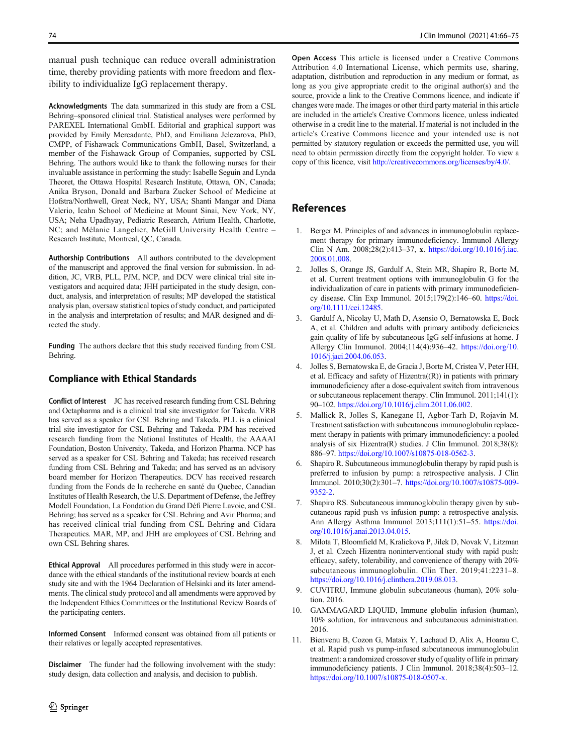manual push technique can reduce overall administration time, thereby providing patients with more freedom and flexibility to individualize IgG replacement therapy.

**Acknowledgments** The data summarized in this study are from a CSL Behring–sponsored clinical trial. Statistical analyses were performed by PAREXEL International GmbH. Editorial and graphical support was provided by Emily Mercadante, PhD, and Emiliana Jelezarova, PhD, CMPP, of Fishawack Communications GmbH, Basel, Switzerland, a member of the Fishawack Group of Companies, supported by CSL Behring. The authors would like to thank the following nurses for their invaluable assistance in performing the study: Isabelle Seguin and Lynda Theoret, the Ottawa Hospital Research Institute, Ottawa, ON, Canada; Anika Bryson, Donald and Barbara Zucker School of Medicine at Hofstra/Northwell, Great Neck, NY, USA; Shanti Mangar and Diana Valerio, Icahn School of Medicine at Mount Sinai, New York, NY, USA; Neha Upadhyay, Pediatric Research, Atrium Health, Charlotte, NC; and Mélanie Langelier, McGill University Health Centre – Research Institute, Montreal, QC, Canada.

**Authorship Contributions** All authors contributed to the development of the manuscript and approved the final version for submission. In addition, JC, VRB, PLL, PJM, NCP, and DCV were clinical trial site investigators and acquired data; JHH participated in the study design, conduct, analysis, and interpretation of results; MP developed the statistical analysis plan, oversaw statistical topics of study conduct, and participated in the analysis and interpretation of results; and MAR designed and directed the study.

**Funding** The authors declare that this study received funding from CSL Behring.

## Compliance with Ethical Standards

**Conflict of Interest** JC has received research funding from CSL Behring and Octapharma and is a clinical trial site investigator for Takeda. VRB has served as a speaker for CSL Behring and Takeda. PLL is a clinical trial site investigator for CSL Behring and Takeda. PJM has received research funding from the National Institutes of Health, the AAAAI Foundation, Boston University, Takeda, and Horizon Pharma. NCP has served as a speaker for CSL Behring and Takeda; has received research funding from CSL Behring and Takeda; and has served as an advisory board member for Horizon Therapeutics. DCV has received research funding from the Fonds de la recherche en santé du Quebec, Canadian Institutes of Health Research, the U.S. Department of Defense, the Jeffrey Modell Foundation, La Fondation du Grand Défi Pierre Lavoie, and CSL Behring; has served as a speaker for CSL Behring and Avir Pharma; and has received clinical trial funding from CSL Behring and Cidara Therapeutics. MAR, MP, and JHH are employees of CSL Behring and own CSL Behring shares.

**Ethical Approval** All procedures performed in this study were in accordance with the ethical standards of the institutional review boards at each study site and with the 1964 Declaration of Helsinki and its later amendments. The clinical study protocol and all amendments were approved by the Independent Ethics Committees or the Institutional Review Boards of the participating centers.

**Informed Consent** Informed consent was obtained from all patients or their relatives or legally accepted representatives.

**Disclaimer** The funder had the following involvement with the study: study design, data collection and analysis, and decision to publish.

**Open Access** This article is licensed under a Creative Commons Attribution 4.0 International License, which permits use, sharing, adaptation, distribution and reproduction in any medium or format, as long as you give appropriate credit to the original author(s) and the source, provide a link to the Creative Commons licence, and indicate if changes were made. The images or other third party material in this article are included in the article's Creative Commons licence, unless indicated otherwise in a credit line to the material. If material is not included in the article's Creative Commons licence and your intended use is not permitted by statutory regulation or exceeds the permitted use, you will need to obtain permission directly from the copyright holder. To view a copy of this licence, visit http://creativecommons.org/licenses/by/4.0/.

## References

1. Berger M. Principles of and advances in immunoglobulin replacement therapy for primary immunodeficiency. Immunol Allergy Clin N Am. 2008;28(2):413–37, **x**. https://doi.org/10.1016/j.iac.2008.01.008.
2. Jolles S, Orange JS, Gardulf A, Stein MR, Shapiro R, Borte M, et al. Current treatment options with immunoglobulin G for the individualization of care in patients with primary immunodeficiency disease. Clin Exp Immunol. 2015;179(2):146–60. https://doi.org/10.1111/cei.12485.
3. Gardulf A, Nicolay U, Math D, Asensio O, Bernatowska E, Bock A, et al. Children and adults with primary antibody deficiencies gain quality of life by subcutaneous IgG self-infusions at home. J Allergy Clin Immunol. 2004;114(4):936–42. https://doi.org/10.1016/j.jaci.2004.06.053.
4. Jolles S, Bernatowska E, de Gracia J, Borte M, Cristea V, Peter HH, et al. Efficacy and safety of Hizentra((R)) in patients with primary immunodeficiency after a dose-equivalent switch from intravenous or subcutaneous replacement therapy. Clin Immunol. 2011;141(1):90–102. https://doi.org/10.1016/j.clim.2011.06.002.
5. Mallick R, Jolles S, Kanegane H, Agbor-Tarh D, Rojavin M. Treatment satisfaction with subcutaneous immunoglobulin replacement therapy in patients with primary immunodeficiency: a pooled analysis of six Hizentra(R) studies. J Clin Immunol. 2018;38(8):886–97. https://doi.org/10.1007/s10875-018-0562-3.
6. Shapiro R. Subcutaneous immunoglobulin therapy by rapid push is preferred to infusion by pump: a retrospective analysis. J Clin Immunol. 2010;30(2):301–7. https://doi.org/10.1007/s10875-009-9352-2.
7. Shapiro RS. Subcutaneous immunoglobulin therapy given by subcutaneous rapid push vs infusion pump: a retrospective analysis. Ann Allergy Asthma Immunol 2013;111(1):51–55. https://doi.org/10.1016/j.anai.2013.04.015.
8. Milota T, Bloomfield M, Kralickova P, Jilek D, Novak V, Litzman J, et al. Czech Hizentra noninterventional study with rapid push: efficacy, safety, tolerability, and convenience of therapy with 20% subcutaneous immunoglobulin. Clin Ther. 2019;41:2231–8. https://doi.org/10.1016/j.clinthera.2019.08.013.
9. CUVITRU, Immune globulin subcutaneous (human), 20% solution. 2016.
10. GAMMAGARD LIQUID, Immune globulin infusion (human), 10% solution, for intravenous and subcutaneous administration. 2016.
11. Bienvenu B, Cozon G, Mataix Y, Lachaud D, Alix A, Hoarau C, et al. Rapid push vs pump-infused subcutaneous immunoglobulin treatment: a randomized crossover study of quality of life in primary immunodeficiency patients. J Clin Immunol. 2018;38(4):503–12. https://doi.org/10.1007/s10875-018-0507-x.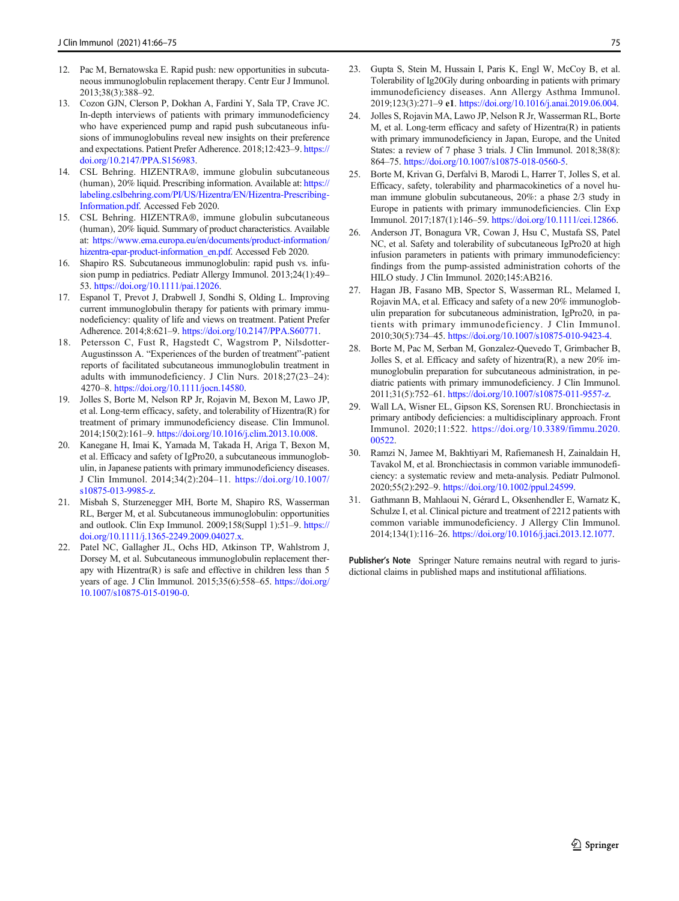12. Pac M, Bernatowska E. Rapid push: new opportunities in subcutaneous immunoglobulin replacement therapy. Centr Eur J Immunol. 2013;38(3):388–92.
13. Cozon GJN, Clerson P, Dokhan A, Fardini Y, Sala TP, Crave JC. In-depth interviews of patients with primary immunodeficiency who have experienced pump and rapid push subcutaneous infusions of immunoglobulins reveal new insights on their preference and expectations. Patient Prefer Adherence. 2018;12:423–9. https://doi.org/10.2147/PPA.S156983.
14. CSL Behring. HIZENTRA®, immune globulin subcutaneous (human), 20% liquid. Prescribing information. Available at: https://labeling.cslbehring.com/PI/US/Hizentra/EN/Hizentra-Prescribing-Information.pdf. Accessed Feb 2020.
15. CSL Behring. HIZENTRA®, immune globulin subcutaneous (human), 20% liquid. Summary of product characteristics. Available at: https://www.ema.europa.eu/en/documents/product-information/hizentra-epar-product-information_en.pdf. Accessed Feb 2020.
16. Shapiro RS. Subcutaneous immunoglobulin: rapid push vs. infusion pump in pediatrics. Pediatr Allergy Immunol. 2013;24(1):49–53. https://doi.org/10.1111/pai.12026.
17. Espanol T, Prevot J, Drabwell J, Sondhi S, Olding L. Improving current immunoglobulin therapy for patients with primary immunodeficiency: quality of life and views on treatment. Patient Prefer Adherence. 2014;8:621–9. https://doi.org/10.2147/PPA.S60771.
18. Petersson C, Fust R, Hagstedt C, Wagstrom P, Nilsdotter-Augustinsson A. "Experiences of the burden of treatment"-patient reports of facilitated subcutaneous immunoglobulin treatment in adults with immunodeficiency. J Clin Nurs. 2018;27(23–24):4270–8. https://doi.org/10.1111/jocn.14580.
19. Jolles S, Borte M, Nelson RP Jr, Rojavin M, Bexon M, Lawo JP, et al. Long-term efficacy, safety, and tolerability of Hizentra(R) for treatment of primary immunodeficiency disease. Clin Immunol. 2014;150(2):161–9. https://doi.org/10.1016/j.clim.2013.10.008.
20. Kanegane H, Imai K, Yamada M, Takada H, Ariga T, Bexon M, et al. Efficacy and safety of IgPro20, a subcutaneous immunoglobulin, in Japanese patients with primary immunodeficiency diseases. J Clin Immunol. 2014;34(2):204–11. https://doi.org/10.1007/s10875-013-9985-z.
21. Misbah S, Sturzenegger MH, Borte M, Shapiro RS, Wasserman RL, Berger M, et al. Subcutaneous immunoglobulin: opportunities and outlook. Clin Exp Immunol. 2009;158(Suppl 1):51–9. https://doi.org/10.1111/j.1365-2249.2009.04027.x.
22. Patel NC, Gallagher JL, Ochs HD, Atkinson TP, Wahlstrom J, Dorsey M, et al. Subcutaneous immunoglobulin replacement therapy with Hizentra(R) is safe and effective in children less than 5 years of age. J Clin Immunol. 2015;35(6):558–65. https://doi.org/10.1007/s10875-015-0190-0.
23. Gupta S, Stein M, Hussain I, Paris K, Engl W, McCoy B, et al. Tolerability of Ig20Gly during onboarding in patients with primary immunodeficiency diseases. Ann Allergy Asthma Immunol. 2019;123(3):271–9 **e1**. https://doi.org/10.1016/j.anai.2019.06.004.
24. Jolles S, Rojavin MA, Lawo JP, Nelson R Jr, Wasserman RL, Borte M, et al. Long-term efficacy and safety of Hizentra(R) in patients with primary immunodeficiency in Japan, Europe, and the United States: a review of 7 phase 3 trials. J Clin Immunol. 2018;38(8):864–75. https://doi.org/10.1007/s10875-018-0560-5.
25. Borte M, Krivan G, Derfalvi B, Marodi L, Harrer T, Jolles S, et al. Efficacy, safety, tolerability and pharmacokinetics of a novel human immune globulin subcutaneous, 20%: a phase 2/3 study in Europe in patients with primary immunodeficiencies. Clin Exp Immunol. 2017;187(1):146–59. https://doi.org/10.1111/cei.12866.
26. Anderson JT, Bonagura VR, Cowan J, Hsu C, Mustafa SS, Patel NC, et al. Safety and tolerability of subcutaneous IgPro20 at high infusion parameters in patients with primary immunodeficiency: findings from the pump-assisted administration cohorts of the HILO study. J Clin Immunol. 2020;145:AB216.
27. Hagan JB, Fasano MB, Spector S, Wasserman RL, Melamed I, Rojavin MA, et al. Efficacy and safety of a new 20% immunoglobulin preparation for subcutaneous administration, IgPro20, in patients with primary immunodeficiency. J Clin Immunol. 2010;30(5):734–45. https://doi.org/10.1007/s10875-010-9423-4.
28. Borte M, Pac M, Serban M, Gonzalez-Quevedo T, Grimbacher B, Jolles S, et al. Efficacy and safety of hizentra(R), a new 20% immunoglobulin preparation for subcutaneous administration, in pediatric patients with primary immunodeficiency. J Clin Immunol. 2011;31(5):752–61. https://doi.org/10.1007/s10875-011-9557-z.
29. Wall LA, Wisner EL, Gipson KS, Sorensen RU. Bronchiectasis in primary antibody deficiencies: a multidisciplinary approach. Front Immunol. 2020;11:522. https://doi.org/10.3389/fimmu.2020.00522.
30. Ramzi N, Jamee M, Bakhtiyari M, Rafiemanesh H, Zainaldain H, Tavakol M, et al. Bronchiectasis in common variable immunodeficiency: a systematic review and meta-analysis. Pediatr Pulmonol. 2020;55(2):292–9. https://doi.org/10.1002/ppul.24599.
31. Gathmann B, Mahlaoui N, Gérard L, Oksenhendler E, Warnatz K, Schulze I, et al. Clinical picture and treatment of 2212 patients with common variable immunodeficiency. J Allergy Clin Immunol. 2014;134(1):116–26. https://doi.org/10.1016/j.jaci.2013.12.1077.

**Publisher's Note** Springer Nature remains neutral with regard to jurisdictional claims in published maps and institutional affiliations.